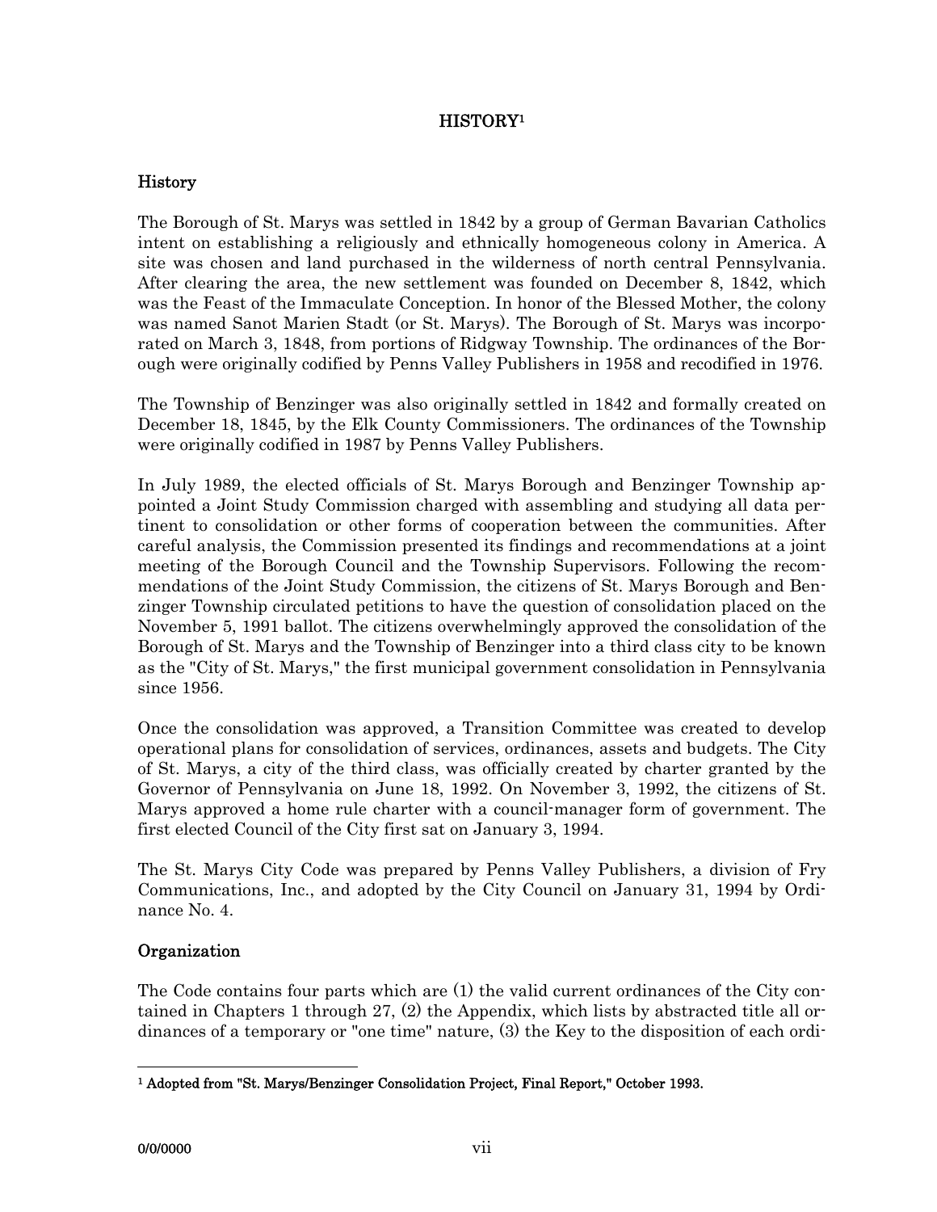# HISTORY[1]

## History

The Borough of St. Marys was settled in 1842 by a group of German Bavarian Catholics intent on establishing a religiously and ethnically homogeneous colony in America. A site was chosen and land purchased in the wilderness of north central Pennsylvania. After clearing the area, the new settlement was founded on December 8, 1842, which was the Feast of the Immaculate Conception. In honor of the Blessed Mother, the colony was named Sanot Marien Stadt (or St. Marys). The Borough of St. Marys was incorporated on March 3, 1848, from portions of Ridgway Township. The ordinances of the Borough were originally codified by Penns Valley Publishers in 1958 and recodified in 1976.

The Township of Benzinger was also originally settled in 1842 and formally created on December 18, 1845, by the Elk County Commissioners. The ordinances of the Township were originally codified in 1987 by Penns Valley Publishers.

In July 1989, the elected officials of St. Marys Borough and Benzinger Township appointed a Joint Study Commission charged with assembling and studying all data pertinent to consolidation or other forms of cooperation between the communities. After careful analysis, the Commission presented its findings and recommendations at a joint meeting of the Borough Council and the Township Supervisors. Following the recommendations of the Joint Study Commission, the citizens of St. Marys Borough and Benzinger Township circulated petitions to have the question of consolidation placed on the November 5, 1991 ballot. The citizens overwhelmingly approved the consolidation of the Borough of St. Marys and the Township of Benzinger into a third class city to be known as the "City of St. Marys," the first municipal government consolidation in Pennsylvania since 1956.

Once the consolidation was approved, a Transition Committee was created to develop operational plans for consolidation of services, ordinances, assets and budgets. The City of St. Marys, a city of the third class, was officially created by charter granted by the Governor of Pennsylvania on June 18, 1992. On November 3, 1992, the citizens of St. Marys approved a home rule charter with a council-manager form of government. The first elected Council of the City first sat on January 3, 1994.

The St. Marys City Code was prepared by Penns Valley Publishers, a division of Fry Communications, Inc., and adopted by the City Council on January 31, 1994 by Ordinance No. 4.

## Organization

The Code contains four parts which are (1) the valid current ordinances of the City contained in Chapters 1 through 27, (2) the Appendix, which lists by abstracted title all ordinances of a temporary or "one time" nature, (3) the Key to the disposition of each ordi-

[1] Adopted from "St. Marys/Benzinger Consolidation Project, Final Report," October 1993.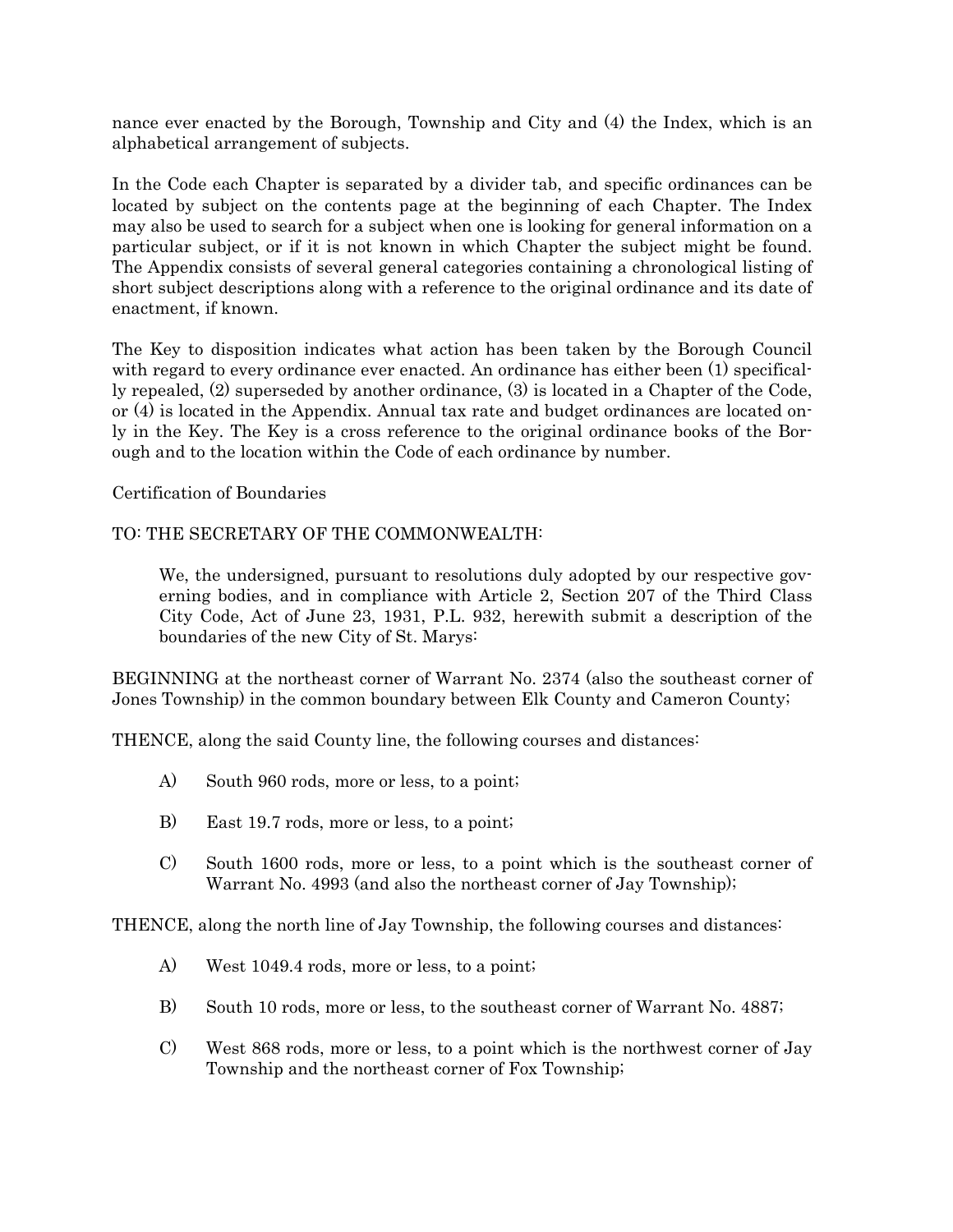nance ever enacted by the Borough, Township and City and (4) the Index, which is an alphabetical arrangement of subjects.

In the Code each Chapter is separated by a divider tab, and specific ordinances can be located by subject on the contents page at the beginning of each Chapter. The Index may also be used to search for a subject when one is looking for general information on a particular subject, or if it is not known in which Chapter the subject might be found. The Appendix consists of several general categories containing a chronological listing of short subject descriptions along with a reference to the original ordinance and its date of enactment, if known.

The Key to disposition indicates what action has been taken by the Borough Council with regard to every ordinance ever enacted. An ordinance has either been (1) specifically repealed, (2) superseded by another ordinance, (3) is located in a Chapter of the Code, or (4) is located in the Appendix. Annual tax rate and budget ordinances are located only in the Key. The Key is a cross reference to the original ordinance books of the Borough and to the location within the Code of each ordinance by number.

Certification of Boundaries

TO: THE SECRETARY OF THE COMMONWEALTH:

> We, the undersigned, pursuant to resolutions duly adopted by our respective governing bodies, and in compliance with Article 2, Section 207 of the Third Class City Code, Act of June 23, 1931, P.L. 932, herewith submit a description of the boundaries of the new City of St. Marys:

BEGINNING at the northeast corner of Warrant No. 2374 (also the southeast corner of Jones Township) in the common boundary between Elk County and Cameron County;

THENCE, along the said County line, the following courses and distances:

- A) South 960 rods, more or less, to a point;
- B) East 19.7 rods, more or less, to a point;
- C) South 1600 rods, more or less, to a point which is the southeast corner of Warrant No. 4993 (and also the northeast corner of Jay Township);

THENCE, along the north line of Jay Township, the following courses and distances:

- A) West 1049.4 rods, more or less, to a point;
- B) South 10 rods, more or less, to the southeast corner of Warrant No. 4887;
- C) West 868 rods, more or less, to a point which is the northwest corner of Jay Township and the northeast corner of Fox Township;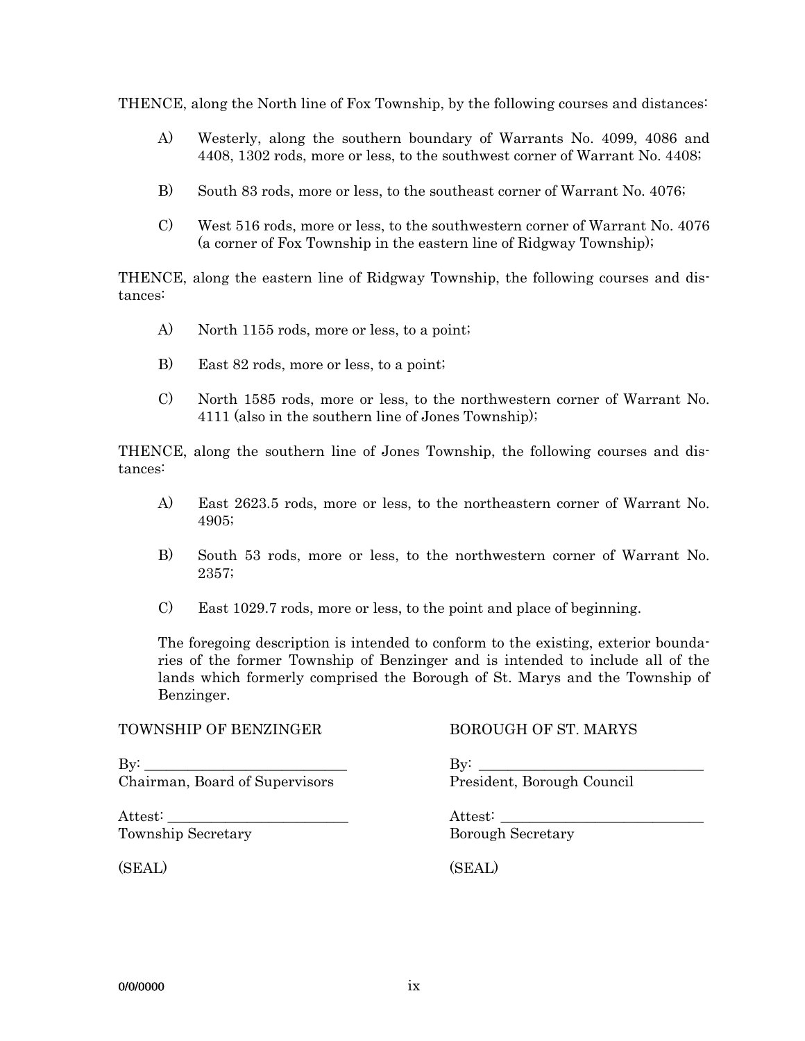THENCE, along the North line of Fox Township, by the following courses and distances:

A) Westerly, along the southern boundary of Warrants No. 4099, 4086 and 4408, 1302 rods, more or less, to the southwest corner of Warrant No. 4408;

B) South 83 rods, more or less, to the southeast corner of Warrant No. 4076;

C) West 516 rods, more or less, to the southwestern corner of Warrant No. 4076 (a corner of Fox Township in the eastern line of Ridgway Township);

THENCE, along the eastern line of Ridgway Township, the following courses and distances:

A) North 1155 rods, more or less, to a point;

B) East 82 rods, more or less, to a point;

C) North 1585 rods, more or less, to the northwestern corner of Warrant No. 4111 (also in the southern line of Jones Township);

THENCE, along the southern line of Jones Township, the following courses and distances:

A) East 2623.5 rods, more or less, to the northeastern corner of Warrant No. 4905;

B) South 53 rods, more or less, to the northwestern corner of Warrant No. 2357;

C) East 1029.7 rods, more or less, to the point and place of beginning.

The foregoing description is intended to conform to the existing, exterior boundaries of the former Township of Benzinger and is intended to include all of the lands which formerly comprised the Borough of St. Marys and the Township of Benzinger.

TOWNSHIP OF BENZINGER

By: ___________________________
Chairman, Board of Supervisors

Attest: ________________________
Township Secretary

(SEAL)

BOROUGH OF ST. MARYS

By: ______________________________
President, Borough Council

Attest: ___________________________
Borough Secretary

(SEAL)